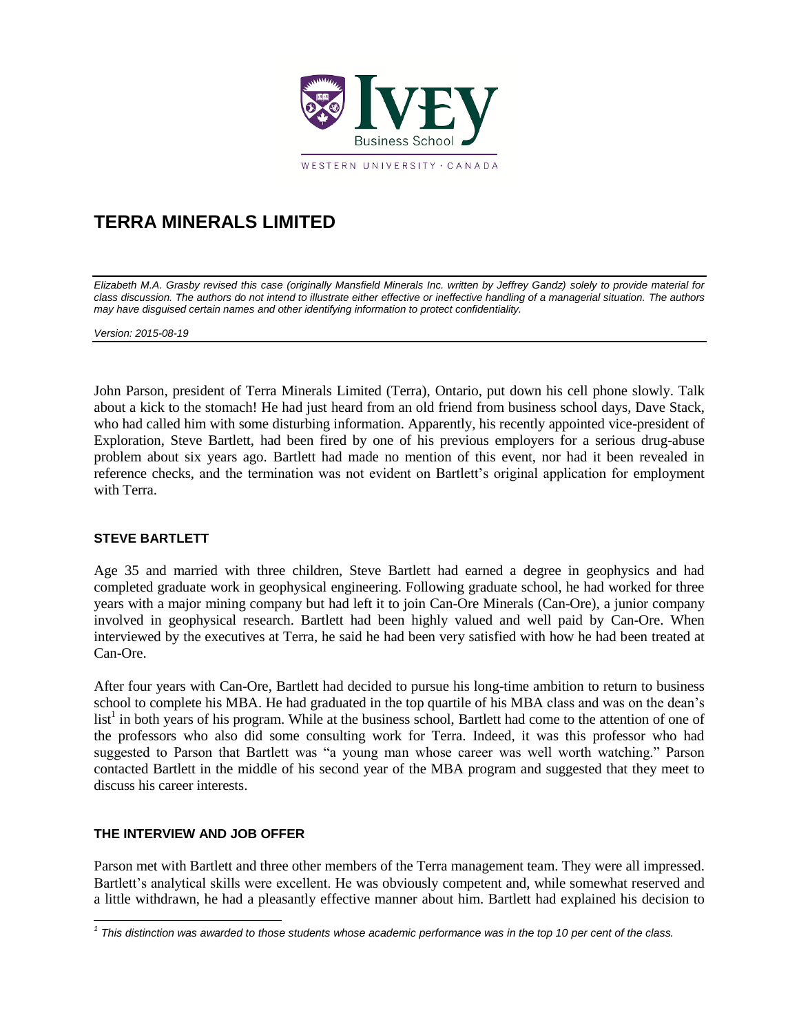# TERRA MINERALS LIMITED

*Elizabeth M.A. Grasby revised this case (originally Mansfield Minerals Inc. written by Jeffrey Gandz) solely to provide material for class discussion. The authors do not intend to illustrate either effective or ineffective handling of a managerial situation. The authors may have disguised certain names and other identifying information to protect confidentiality.*

*Version: 2015-08-19*

John Parson, president of Terra Minerals Limited (Terra), Ontario, put down his cell phone slowly. Talk about a kick to the stomach! He had just heard from an old friend from business school days, Dave Stack, who had called him with some disturbing information. Apparently, his recently appointed vice-president of Exploration, Steve Bartlett, had been fired by one of his previous employers for a serious drug-abuse problem about six years ago. Bartlett had made no mention of this event, nor had it been revealed in reference checks, and the termination was not evident on Bartlett's original application for employment with Terra.

## STEVE BARTLETT

Age 35 and married with three children, Steve Bartlett had earned a degree in geophysics and had completed graduate work in geophysical engineering. Following graduate school, he had worked for three years with a major mining company but had left it to join Can-Ore Minerals (Can-Ore), a junior company involved in geophysical research. Bartlett had been highly valued and well paid by Can-Ore. When interviewed by the executives at Terra, he said he had been very satisfied with how he had been treated at Can-Ore.

After four years with Can-Ore, Bartlett had decided to pursue his long-time ambition to return to business school to complete his MBA. He had graduated in the top quartile of his MBA class and was on the dean's list[1] in both years of his program. While at the business school, Bartlett had come to the attention of one of the professors who also did some consulting work for Terra. Indeed, it was this professor who had suggested to Parson that Bartlett was "a young man whose career was well worth watching." Parson contacted Bartlett in the middle of his second year of the MBA program and suggested that they meet to discuss his career interests.

## THE INTERVIEW AND JOB OFFER

Parson met with Bartlett and three other members of the Terra management team. They were all impressed. Bartlett's analytical skills were excellent. He was obviously competent and, while somewhat reserved and a little withdrawn, he had a pleasantly effective manner about him. Bartlett had explained his decision to

[1] *This distinction was awarded to those students whose academic performance was in the top 10 per cent of the class.*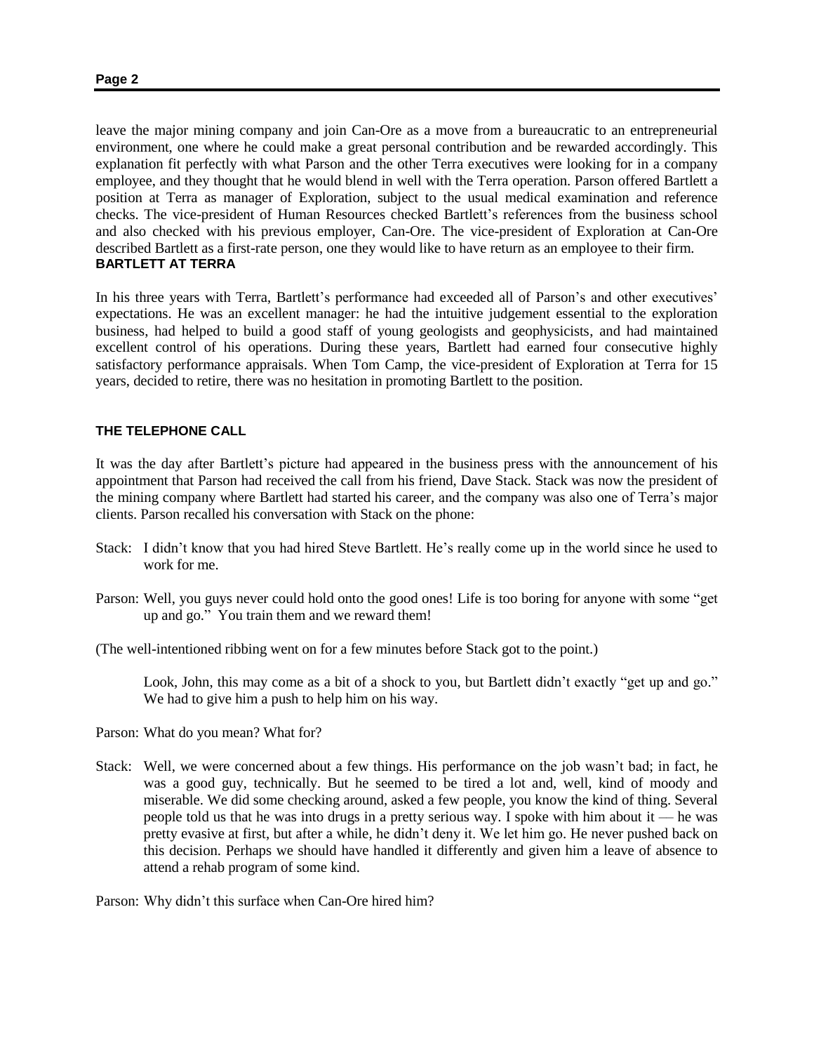leave the major mining company and join Can-Ore as a move from a bureaucratic to an entrepreneurial environment, one where he could make a great personal contribution and be rewarded accordingly. This explanation fit perfectly with what Parson and the other Terra executives were looking for in a company employee, and they thought that he would blend in well with the Terra operation. Parson offered Bartlett a position at Terra as manager of Exploration, subject to the usual medical examination and reference checks. The vice-president of Human Resources checked Bartlett's references from the business school and also checked with his previous employer, Can-Ore. The vice-president of Exploration at Can-Ore described Bartlett as a first-rate person, one they would like to have return as an employee to their firm.

## BARTLETT AT TERRA

In his three years with Terra, Bartlett's performance had exceeded all of Parson's and other executives' expectations. He was an excellent manager: he had the intuitive judgement essential to the exploration business, had helped to build a good staff of young geologists and geophysicists, and had maintained excellent control of his operations. During these years, Bartlett had earned four consecutive highly satisfactory performance appraisals. When Tom Camp, the vice-president of Exploration at Terra for 15 years, decided to retire, there was no hesitation in promoting Bartlett to the position.

## THE TELEPHONE CALL

It was the day after Bartlett's picture had appeared in the business press with the announcement of his appointment that Parson had received the call from his friend, Dave Stack. Stack was now the president of the mining company where Bartlett had started his career, and the company was also one of Terra's major clients. Parson recalled his conversation with Stack on the phone:

Stack: I didn't know that you had hired Steve Bartlett. He's really come up in the world since he used to work for me.

Parson: Well, you guys never could hold onto the good ones! Life is too boring for anyone with some "get up and go." You train them and we reward them!

(The well-intentioned ribbing went on for a few minutes before Stack got to the point.)

> Look, John, this may come as a bit of a shock to you, but Bartlett didn't exactly "get up and go." We had to give him a push to help him on his way.

Parson: What do you mean? What for?

Stack: Well, we were concerned about a few things. His performance on the job wasn't bad; in fact, he was a good guy, technically. But he seemed to be tired a lot and, well, kind of moody and miserable. We did some checking around, asked a few people, you know the kind of thing. Several people told us that he was into drugs in a pretty serious way. I spoke with him about it — he was pretty evasive at first, but after a while, he didn't deny it. We let him go. He never pushed back on this decision. Perhaps we should have handled it differently and given him a leave of absence to attend a rehab program of some kind.

Parson: Why didn't this surface when Can-Ore hired him?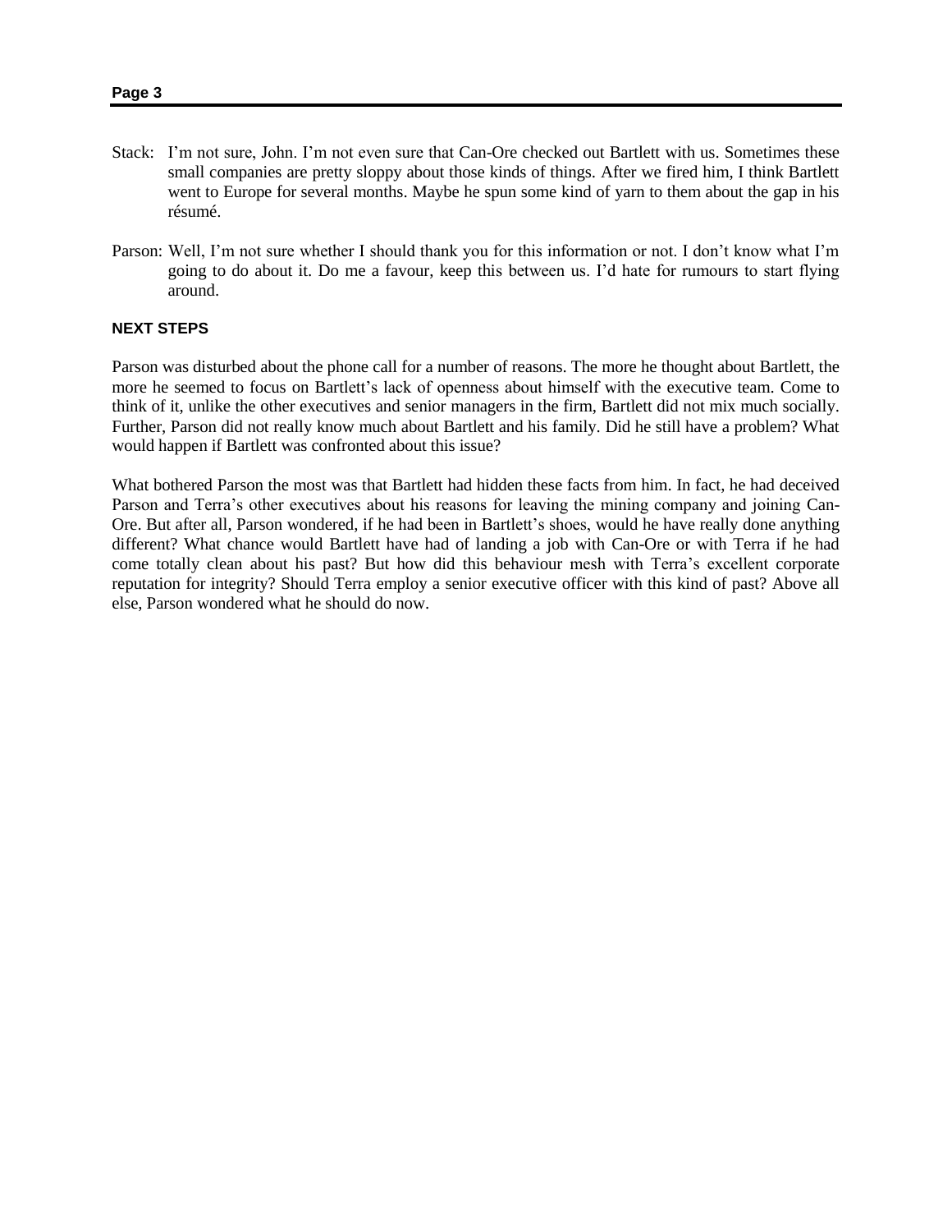Stack: I'm not sure, John. I'm not even sure that Can-Ore checked out Bartlett with us. Sometimes these small companies are pretty sloppy about those kinds of things. After we fired him, I think Bartlett went to Europe for several months. Maybe he spun some kind of yarn to them about the gap in his résumé.

Parson: Well, I'm not sure whether I should thank you for this information or not. I don't know what I'm going to do about it. Do me a favour, keep this between us. I'd hate for rumours to start flying around.

### NEXT STEPS

Parson was disturbed about the phone call for a number of reasons. The more he thought about Bartlett, the more he seemed to focus on Bartlett's lack of openness about himself with the executive team. Come to think of it, unlike the other executives and senior managers in the firm, Bartlett did not mix much socially. Further, Parson did not really know much about Bartlett and his family. Did he still have a problem? What would happen if Bartlett was confronted about this issue?

What bothered Parson the most was that Bartlett had hidden these facts from him. In fact, he had deceived Parson and Terra's other executives about his reasons for leaving the mining company and joining Can-Ore. But after all, Parson wondered, if he had been in Bartlett's shoes, would he have really done anything different? What chance would Bartlett have had of landing a job with Can-Ore or with Terra if he had come totally clean about his past? But how did this behaviour mesh with Terra's excellent corporate reputation for integrity? Should Terra employ a senior executive officer with this kind of past? Above all else, Parson wondered what he should do now.